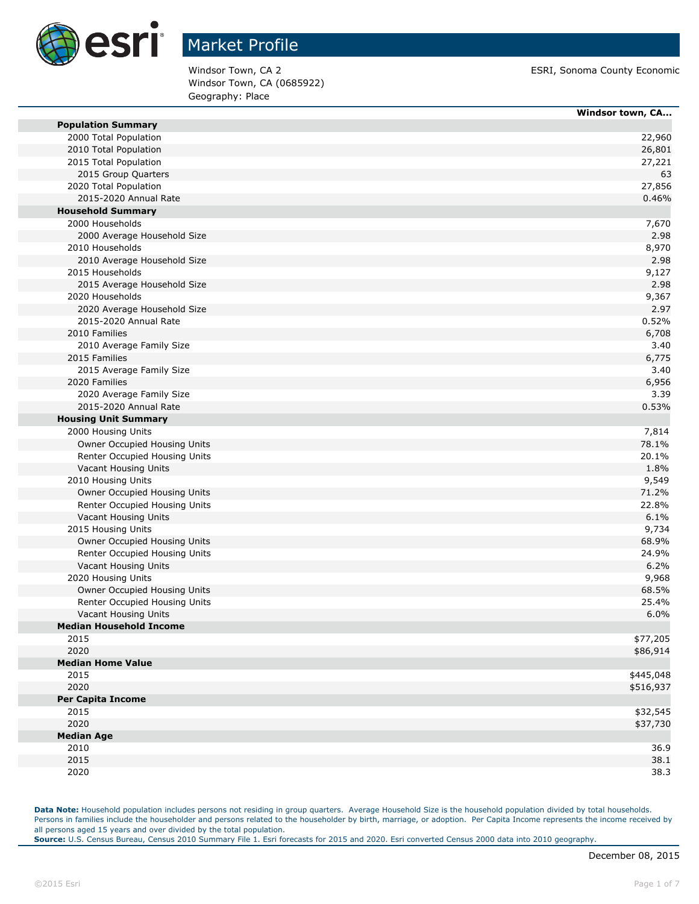# Market Profile

Windsor Town, CA 2
Windsor Town, CA (0685922)
Geography: Place

ESRI, Sonoma County Economic

| | Windsor town, CA... |
|---|---|
| **Population Summary** | |
| 2000 Total Population | 22,960 |
| 2010 Total Population | 26,801 |
| 2015 Total Population | 27,221 |
| 2015 Group Quarters | 63 |
| 2020 Total Population | 27,856 |
| 2015-2020 Annual Rate | 0.46% |
| **Household Summary** | |
| 2000 Households | 7,670 |
| 2000 Average Household Size | 2.98 |
| 2010 Households | 8,970 |
| 2010 Average Household Size | 2.98 |
| 2015 Households | 9,127 |
| 2015 Average Household Size | 2.98 |
| 2020 Households | 9,367 |
| 2020 Average Household Size | 2.97 |
| 2015-2020 Annual Rate | 0.52% |
| 2010 Families | 6,708 |
| 2010 Average Family Size | 3.40 |
| 2015 Families | 6,775 |
| 2015 Average Family Size | 3.40 |
| 2020 Families | 6,956 |
| 2020 Average Family Size | 3.39 |
| 2015-2020 Annual Rate | 0.53% |
| **Housing Unit Summary** | |
| 2000 Housing Units | 7,814 |
| Owner Occupied Housing Units | 78.1% |
| Renter Occupied Housing Units | 20.1% |
| Vacant Housing Units | 1.8% |
| 2010 Housing Units | 9,549 |
| Owner Occupied Housing Units | 71.2% |
| Renter Occupied Housing Units | 22.8% |
| Vacant Housing Units | 6.1% |
| 2015 Housing Units | 9,734 |
| Owner Occupied Housing Units | 68.9% |
| Renter Occupied Housing Units | 24.9% |
| Vacant Housing Units | 6.2% |
| 2020 Housing Units | 9,968 |
| Owner Occupied Housing Units | 68.5% |
| Renter Occupied Housing Units | 25.4% |
| Vacant Housing Units | 6.0% |
| **Median Household Income** | |
| 2015 | $77,205 |
| 2020 | $86,914 |
| **Median Home Value** | |
| 2015 | $445,048 |
| 2020 | $516,937 |
| **Per Capita Income** | |
| 2015 | $32,545 |
| 2020 | $37,730 |
| **Median Age** | |
| 2010 | 36.9 |
| 2015 | 38.1 |
| 2020 | 38.3 |

**Data Note:** Household population includes persons not residing in group quarters. Average Household Size is the household population divided by total households. Persons in families include the householder and persons related to the householder by birth, marriage, or adoption. Per Capita Income represents the income received by all persons aged 15 years and over divided by the total population.
**Source:** U.S. Census Bureau, Census 2010 Summary File 1. Esri forecasts for 2015 and 2020. Esri converted Census 2000 data into 2010 geography.

December 08, 2015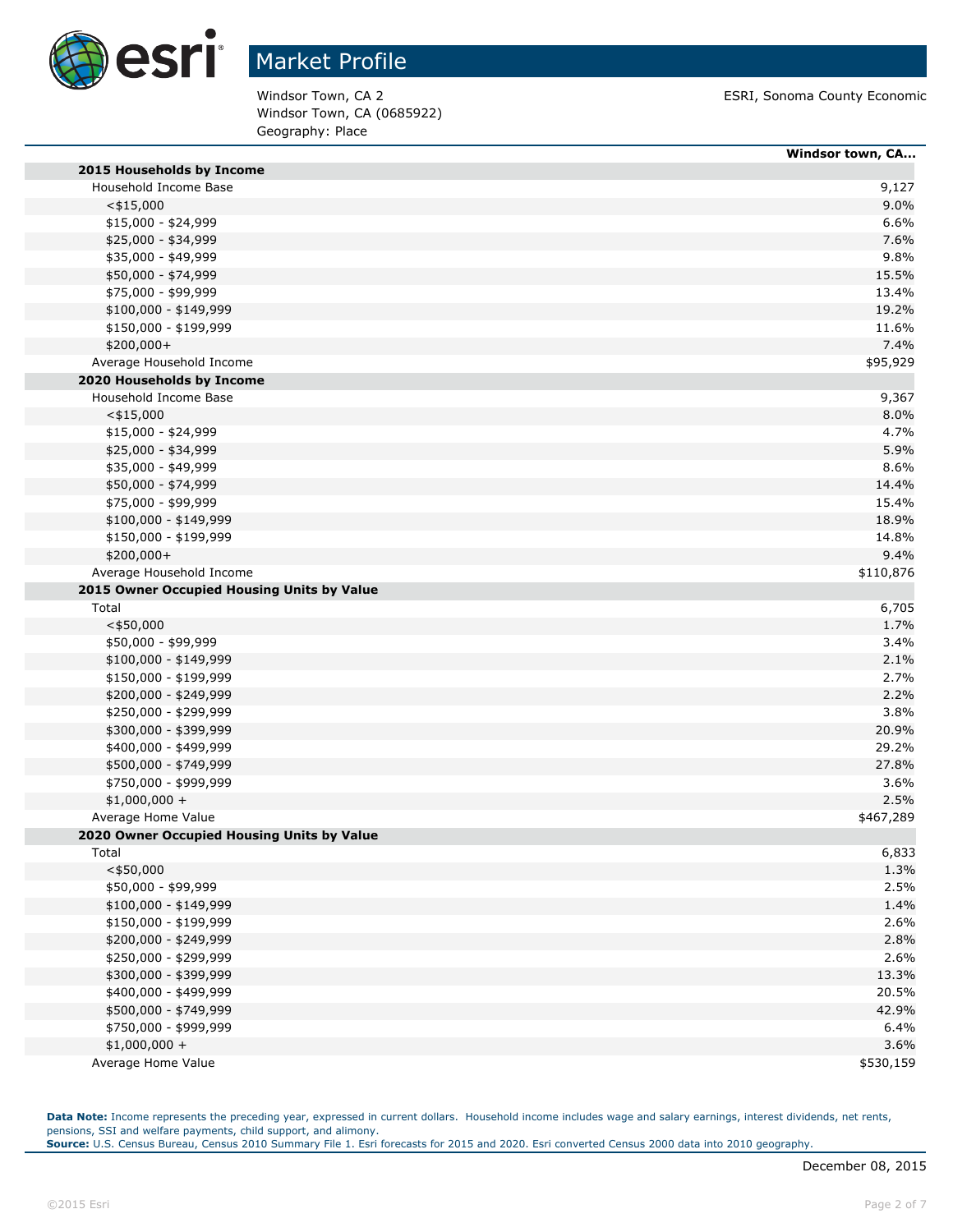# Market Profile

Windsor Town, CA 2
Windsor Town, CA (0685922)
Geography: Place

ESRI, Sonoma County Economic

| | Windsor town, CA... |
|---|---|
| **2015 Households by Income** | |
| Household Income Base | 9,127 |
| <$15,000 | 9.0% |
| $15,000 - $24,999 | 6.6% |
| $25,000 - $34,999 | 7.6% |
| $35,000 - $49,999 | 9.8% |
| $50,000 - $74,999 | 15.5% |
| $75,000 - $99,999 | 13.4% |
| $100,000 - $149,999 | 19.2% |
| $150,000 - $199,999 | 11.6% |
| $200,000+ | 7.4% |
| Average Household Income | $95,929 |
| **2020 Households by Income** | |
| Household Income Base | 9,367 |
| <$15,000 | 8.0% |
| $15,000 - $24,999 | 4.7% |
| $25,000 - $34,999 | 5.9% |
| $35,000 - $49,999 | 8.6% |
| $50,000 - $74,999 | 14.4% |
| $75,000 - $99,999 | 15.4% |
| $100,000 - $149,999 | 18.9% |
| $150,000 - $199,999 | 14.8% |
| $200,000+ | 9.4% |
| Average Household Income | $110,876 |
| **2015 Owner Occupied Housing Units by Value** | |
| Total | 6,705 |
| <$50,000 | 1.7% |
| $50,000 - $99,999 | 3.4% |
| $100,000 - $149,999 | 2.1% |
| $150,000 - $199,999 | 2.7% |
| $200,000 - $249,999 | 2.2% |
| $250,000 - $299,999 | 3.8% |
| $300,000 - $399,999 | 20.9% |
| $400,000 - $499,999 | 29.2% |
| $500,000 - $749,999 | 27.8% |
| $750,000 - $999,999 | 3.6% |
| $1,000,000 + | 2.5% |
| Average Home Value | $467,289 |
| **2020 Owner Occupied Housing Units by Value** | |
| Total | 6,833 |
| <$50,000 | 1.3% |
| $50,000 - $99,999 | 2.5% |
| $100,000 - $149,999 | 1.4% |
| $150,000 - $199,999 | 2.6% |
| $200,000 - $249,999 | 2.8% |
| $250,000 - $299,999 | 2.6% |
| $300,000 - $399,999 | 13.3% |
| $400,000 - $499,999 | 20.5% |
| $500,000 - $749,999 | 42.9% |
| $750,000 - $999,999 | 6.4% |
| $1,000,000 + | 3.6% |
| Average Home Value | $530,159 |

**Data Note:** Income represents the preceding year, expressed in current dollars. Household income includes wage and salary earnings, interest dividends, net rents, pensions, SSI and welfare payments, child support, and alimony.
**Source:** U.S. Census Bureau, Census 2010 Summary File 1. Esri forecasts for 2015 and 2020. Esri converted Census 2000 data into 2010 geography.

December 08, 2015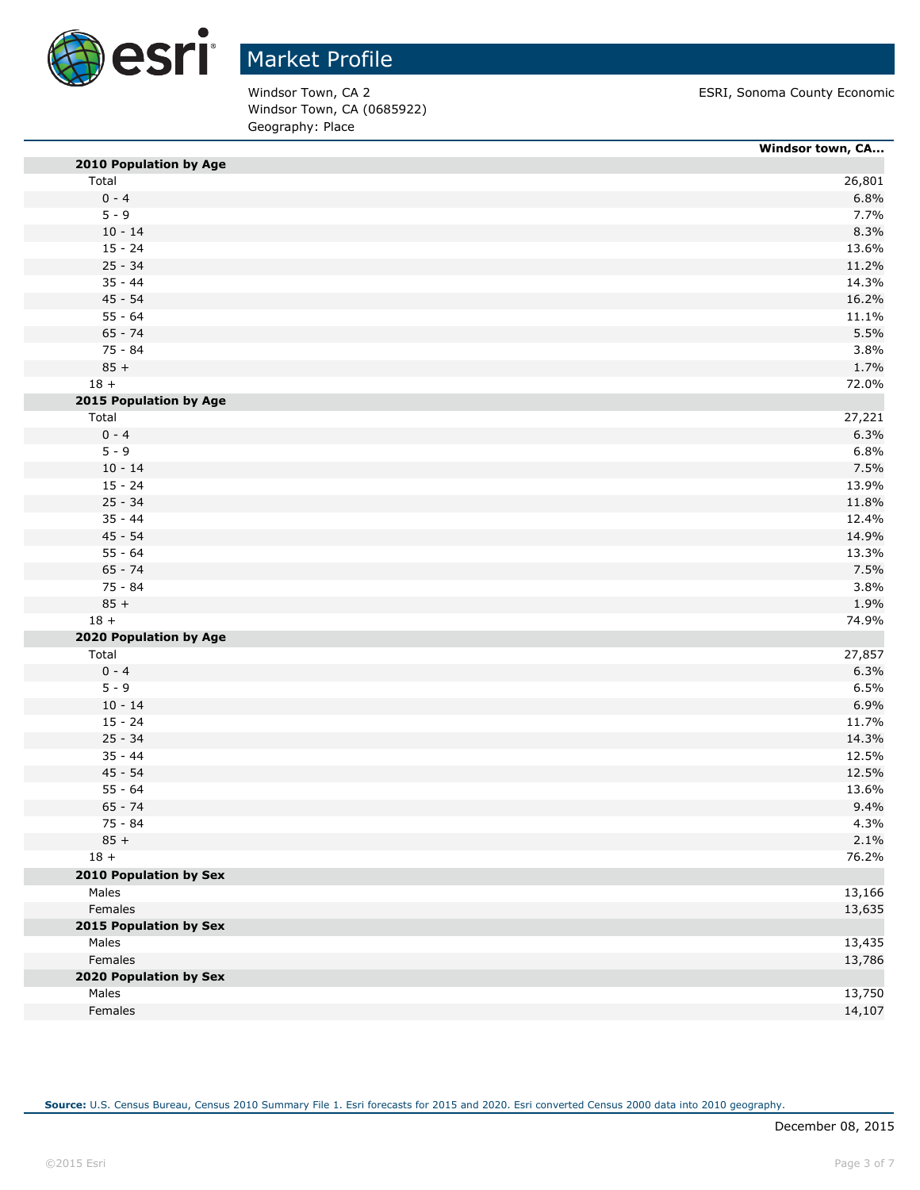# Market Profile

Windsor Town, CA 2
Windsor Town, CA (0685922)
Geography: Place

ESRI, Sonoma County Economic

| | Windsor town, CA... |
|---|---|
| **2010 Population by Age** | |
| Total | 26,801 |
| 0 - 4 | 6.8% |
| 5 - 9 | 7.7% |
| 10 - 14 | 8.3% |
| 15 - 24 | 13.6% |
| 25 - 34 | 11.2% |
| 35 - 44 | 14.3% |
| 45 - 54 | 16.2% |
| 55 - 64 | 11.1% |
| 65 - 74 | 5.5% |
| 75 - 84 | 3.8% |
| 85 + | 1.7% |
| 18 + | 72.0% |
| **2015 Population by Age** | |
| Total | 27,221 |
| 0 - 4 | 6.3% |
| 5 - 9 | 6.8% |
| 10 - 14 | 7.5% |
| 15 - 24 | 13.9% |
| 25 - 34 | 11.8% |
| 35 - 44 | 12.4% |
| 45 - 54 | 14.9% |
| 55 - 64 | 13.3% |
| 65 - 74 | 7.5% |
| 75 - 84 | 3.8% |
| 85 + | 1.9% |
| 18 + | 74.9% |
| **2020 Population by Age** | |
| Total | 27,857 |
| 0 - 4 | 6.3% |
| 5 - 9 | 6.5% |
| 10 - 14 | 6.9% |
| 15 - 24 | 11.7% |
| 25 - 34 | 14.3% |
| 35 - 44 | 12.5% |
| 45 - 54 | 12.5% |
| 55 - 64 | 13.6% |
| 65 - 74 | 9.4% |
| 75 - 84 | 4.3% |
| 85 + | 2.1% |
| 18 + | 76.2% |
| **2010 Population by Sex** | |
| Males | 13,166 |
| Females | 13,635 |
| **2015 Population by Sex** | |
| Males | 13,435 |
| Females | 13,786 |
| **2020 Population by Sex** | |
| Males | 13,750 |
| Females | 14,107 |

**Source:** U.S. Census Bureau, Census 2010 Summary File 1. Esri forecasts for 2015 and 2020. Esri converted Census 2000 data into 2010 geography.

December 08, 2015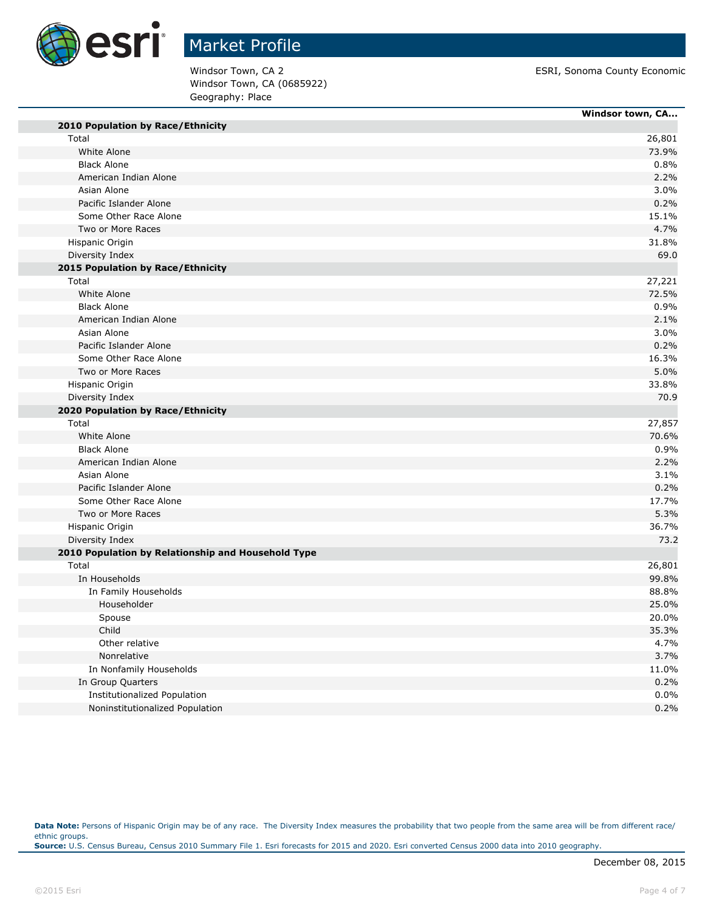# Market Profile

Windsor Town, CA 2
Windsor Town, CA (0685922)
Geography: Place

ESRI, Sonoma County Economic

| | Windsor town, CA... |
|---|---|
| **2010 Population by Race/Ethnicity** | |
| Total | 26,801 |
| White Alone | 73.9% |
| Black Alone | 0.8% |
| American Indian Alone | 2.2% |
| Asian Alone | 3.0% |
| Pacific Islander Alone | 0.2% |
| Some Other Race Alone | 15.1% |
| Two or More Races | 4.7% |
| Hispanic Origin | 31.8% |
| Diversity Index | 69.0 |
| **2015 Population by Race/Ethnicity** | |
| Total | 27,221 |
| White Alone | 72.5% |
| Black Alone | 0.9% |
| American Indian Alone | 2.1% |
| Asian Alone | 3.0% |
| Pacific Islander Alone | 0.2% |
| Some Other Race Alone | 16.3% |
| Two or More Races | 5.0% |
| Hispanic Origin | 33.8% |
| Diversity Index | 70.9 |
| **2020 Population by Race/Ethnicity** | |
| Total | 27,857 |
| White Alone | 70.6% |
| Black Alone | 0.9% |
| American Indian Alone | 2.2% |
| Asian Alone | 3.1% |
| Pacific Islander Alone | 0.2% |
| Some Other Race Alone | 17.7% |
| Two or More Races | 5.3% |
| Hispanic Origin | 36.7% |
| Diversity Index | 73.2 |
| **2010 Population by Relationship and Household Type** | |
| Total | 26,801 |
| In Households | 99.8% |
| In Family Households | 88.8% |
| Householder | 25.0% |
| Spouse | 20.0% |
| Child | 35.3% |
| Other relative | 4.7% |
| Nonrelative | 3.7% |
| In Nonfamily Households | 11.0% |
| In Group Quarters | 0.2% |
| Institutionalized Population | 0.0% |
| Noninstitutionalized Population | 0.2% |

**Data Note:** Persons of Hispanic Origin may be of any race. The Diversity Index measures the probability that two people from the same area will be from different race/ethnic groups.
**Source:** U.S. Census Bureau, Census 2010 Summary File 1. Esri forecasts for 2015 and 2020. Esri converted Census 2000 data into 2010 geography.

December 08, 2015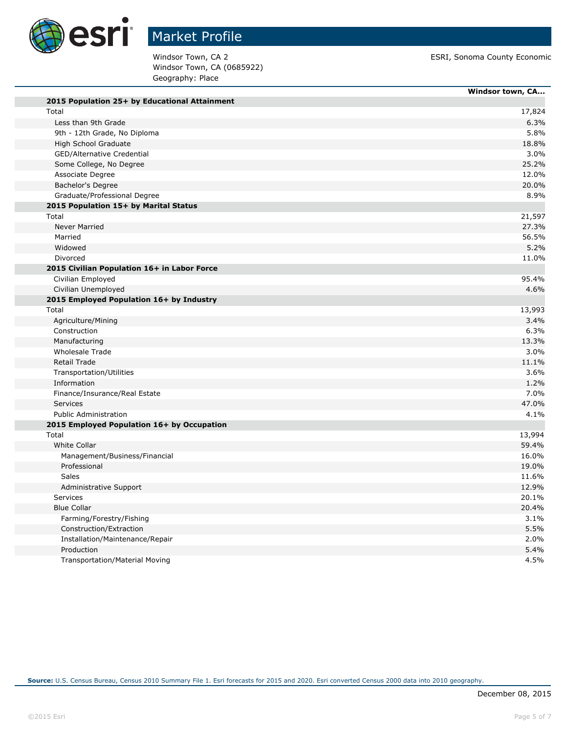# Market Profile

Windsor Town, CA 2
Windsor Town, CA (0685922)
Geography: Place

ESRI, Sonoma County Economic

| | Windsor town, CA... |
|---|---|
| **2015 Population 25+ by Educational Attainment** | |
| Total | 17,824 |
| Less than 9th Grade | 6.3% |
| 9th - 12th Grade, No Diploma | 5.8% |
| High School Graduate | 18.8% |
| GED/Alternative Credential | 3.0% |
| Some College, No Degree | 25.2% |
| Associate Degree | 12.0% |
| Bachelor's Degree | 20.0% |
| Graduate/Professional Degree | 8.9% |
| **2015 Population 15+ by Marital Status** | |
| Total | 21,597 |
| Never Married | 27.3% |
| Married | 56.5% |
| Widowed | 5.2% |
| Divorced | 11.0% |
| **2015 Civilian Population 16+ in Labor Force** | |
| Civilian Employed | 95.4% |
| Civilian Unemployed | 4.6% |
| **2015 Employed Population 16+ by Industry** | |
| Total | 13,993 |
| Agriculture/Mining | 3.4% |
| Construction | 6.3% |
| Manufacturing | 13.3% |
| Wholesale Trade | 3.0% |
| Retail Trade | 11.1% |
| Transportation/Utilities | 3.6% |
| Information | 1.2% |
| Finance/Insurance/Real Estate | 7.0% |
| Services | 47.0% |
| Public Administration | 4.1% |
| **2015 Employed Population 16+ by Occupation** | |
| Total | 13,994 |
| White Collar | 59.4% |
| Management/Business/Financial | 16.0% |
| Professional | 19.0% |
| Sales | 11.6% |
| Administrative Support | 12.9% |
| Services | 20.1% |
| Blue Collar | 20.4% |
| Farming/Forestry/Fishing | 3.1% |
| Construction/Extraction | 5.5% |
| Installation/Maintenance/Repair | 2.0% |
| Production | 5.4% |
| Transportation/Material Moving | 4.5% |

**Source:** U.S. Census Bureau, Census 2010 Summary File 1. Esri forecasts for 2015 and 2020. Esri converted Census 2000 data into 2010 geography.

December 08, 2015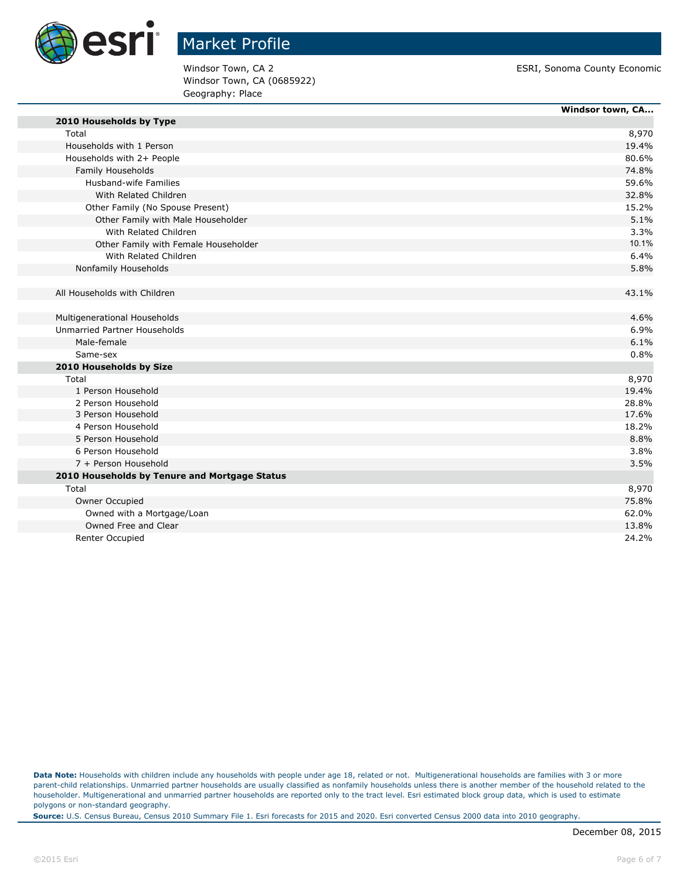# Market Profile

Windsor Town, CA 2
Windsor Town, CA (0685922)
Geography: Place

ESRI, Sonoma County Economic

| | Windsor town, CA... |
|---|---|
| **2010 Households by Type** | |
| Total | 8,970 |
| Households with 1 Person | 19.4% |
| Households with 2+ People | 80.6% |
| Family Households | 74.8% |
| Husband-wife Families | 59.6% |
| With Related Children | 32.8% |
| Other Family (No Spouse Present) | 15.2% |
| Other Family with Male Householder | 5.1% |
| With Related Children | 3.3% |
| Other Family with Female Householder | 10.1% |
| With Related Children | 6.4% |
| Nonfamily Households | 5.8% |
| | |
| All Households with Children | 43.1% |
| | |
| Multigenerational Households | 4.6% |
| Unmarried Partner Households | 6.9% |
| Male-female | 6.1% |
| Same-sex | 0.8% |
| **2010 Households by Size** | |
| Total | 8,970 |
| 1 Person Household | 19.4% |
| 2 Person Household | 28.8% |
| 3 Person Household | 17.6% |
| 4 Person Household | 18.2% |
| 5 Person Household | 8.8% |
| 6 Person Household | 3.8% |
| 7 + Person Household | 3.5% |
| **2010 Households by Tenure and Mortgage Status** | |
| Total | 8,970 |
| Owner Occupied | 75.8% |
| Owned with a Mortgage/Loan | 62.0% |
| Owned Free and Clear | 13.8% |
| Renter Occupied | 24.2% |

**Data Note:** Households with children include any households with people under age 18, related or not. Multigenerational households are families with 3 or more parent-child relationships. Unmarried partner households are usually classified as nonfamily households unless there is another member of the household related to the householder. Multigenerational and unmarried partner households are reported only to the tract level. Esri estimated block group data, which is used to estimate polygons or non-standard geography.

**Source:** U.S. Census Bureau, Census 2010 Summary File 1. Esri forecasts for 2015 and 2020. Esri converted Census 2000 data into 2010 geography.

December 08, 2015

©2015 Esri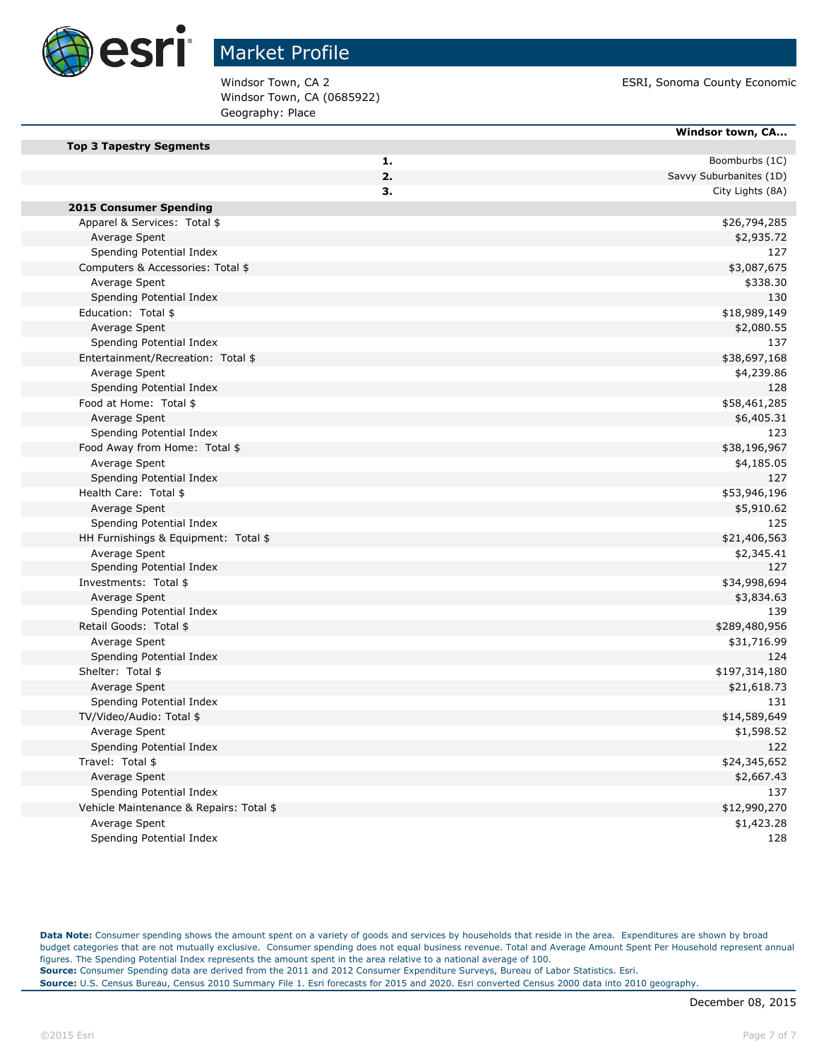# Market Profile

Windsor Town, CA 2
Windsor Town, CA (0685922)
Geography: Place

ESRI, Sonoma County Economic

| | | Windsor town, CA... |
|---|---|---|
| **Top 3 Tapestry Segments** | | |
| | **1.** | Boomburbs (1C) |
| | **2.** | Savvy Suburbanites (1D) |
| | **3.** | City Lights (8A) |
| **2015 Consumer Spending** | | |
| Apparel & Services: Total $ | | $26,794,285 |
| Average Spent | | $2,935.72 |
| Spending Potential Index | | 127 |
| Computers & Accessories: Total $ | | $3,087,675 |
| Average Spent | | $338.30 |
| Spending Potential Index | | 130 |
| Education: Total $ | | $18,989,149 |
| Average Spent | | $2,080.55 |
| Spending Potential Index | | 137 |
| Entertainment/Recreation: Total $ | | $38,697,168 |
| Average Spent | | $4,239.86 |
| Spending Potential Index | | 128 |
| Food at Home: Total $ | | $58,461,285 |
| Average Spent | | $6,405.31 |
| Spending Potential Index | | 123 |
| Food Away from Home: Total $ | | $38,196,967 |
| Average Spent | | $4,185.05 |
| Spending Potential Index | | 127 |
| Health Care: Total $ | | $53,946,196 |
| Average Spent | | $5,910.62 |
| Spending Potential Index | | 125 |
| HH Furnishings & Equipment: Total $ | | $21,406,563 |
| Average Spent | | $2,345.41 |
| Spending Potential Index | | 127 |
| Investments: Total $ | | $34,998,694 |
| Average Spent | | $3,834.63 |
| Spending Potential Index | | 139 |
| Retail Goods: Total $ | | $289,480,956 |
| Average Spent | | $31,716.99 |
| Spending Potential Index | | 124 |
| Shelter: Total $ | | $197,314,180 |
| Average Spent | | $21,618.73 |
| Spending Potential Index | | 131 |
| TV/Video/Audio: Total $ | | $14,589,649 |
| Average Spent | | $1,598.52 |
| Spending Potential Index | | 122 |
| Travel: Total $ | | $24,345,652 |
| Average Spent | | $2,667.43 |
| Spending Potential Index | | 137 |
| Vehicle Maintenance & Repairs: Total $ | | $12,990,270 |
| Average Spent | | $1,423.28 |
| Spending Potential Index | | 128 |

**Data Note:** Consumer spending shows the amount spent on a variety of goods and services by households that reside in the area. Expenditures are shown by broad budget categories that are not mutually exclusive. Consumer spending does not equal business revenue. Total and Average Amount Spent Per Household represent annual figures. The Spending Potential Index represents the amount spent in the area relative to a national average of 100.
**Source:** Consumer Spending data are derived from the 2011 and 2012 Consumer Expenditure Surveys, Bureau of Labor Statistics. Esri.
**Source:** U.S. Census Bureau, Census 2010 Summary File 1. Esri forecasts for 2015 and 2020. Esri converted Census 2000 data into 2010 geography.

December 08, 2015

©2015 Esri